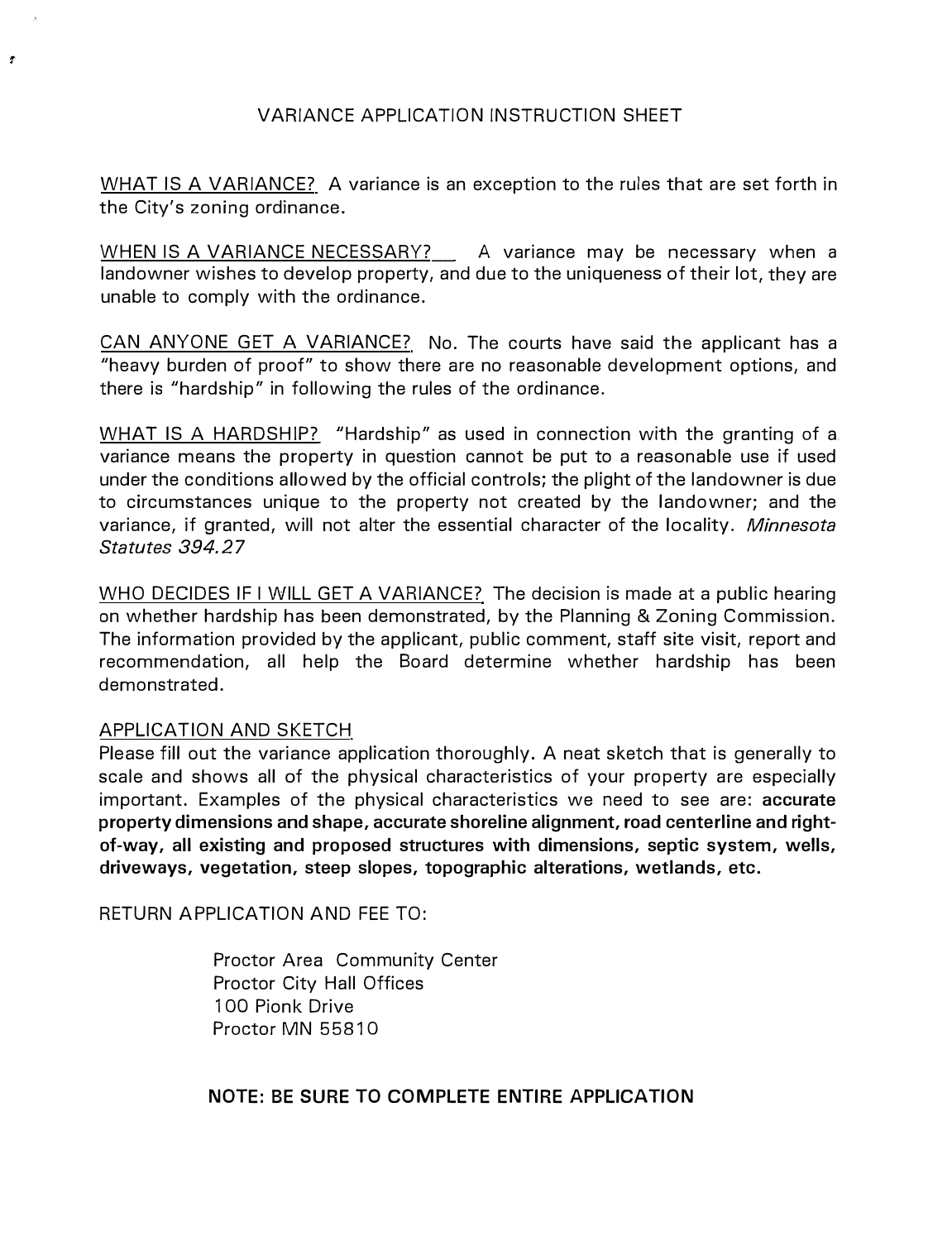# VARIANCE APPLICATION INSTRUCTION SHEET

WHAT IS A VARIANCE? A variance is an exception to the rules that are set forth in the City's zoning ordinance.

WHEN IS A VARIANCE NECESSARY? A variance may be necessary when a landowner wishes to develop property, and due to the uniqueness of their lot, they are unable to comply with the ordinance.

CAN ANYONE GET A VARIANCE? No. The courts have said the applicant has a "heavy burden of proof" to show there are no reasonable development options, and there is "hardship" in following the rules of the ordinance.

WHAT IS A HARDSHIP? "Hardship" as used in connection with the granting of a variance means the property in question cannot be put to a reasonable use if used under the conditions allowed by the official controls; the plight of the landowner is due to circumstances unique to the property not created by the landowner; and the variance, if granted, will not alter the essential character of the locality. *Minnesota Statutes 394.27*

WHO DECIDES IF I WILL GET A VARIANCE? The decision is made at a public hearing on whether hardship has been demonstrated, by the Planning & Zoning Commission. The information provided by the applicant, public comment, staff site visit, report and recommendation, all help the Board determine whether hardship has been demonstrated.

APPLICATION AND SKETCH
Please fill out the variance application thoroughly. A neat sketch that is generally to scale and shows all of the physical characteristics of your property are especially important. Examples of the physical characteristics we need to see are: **accurate property dimensions and shape, accurate shoreline alignment, road centerline and right-of-way, all existing and proposed structures with dimensions, septic system, wells, driveways, vegetation, steep slopes, topographic alterations, wetlands, etc.**

RETURN APPLICATION AND FEE TO:

Proctor Area Community Center
Proctor City Hall Offices
100 Pionk Drive
Proctor MN 55810

**NOTE: BE SURE TO COMPLETE ENTIRE APPLICATION**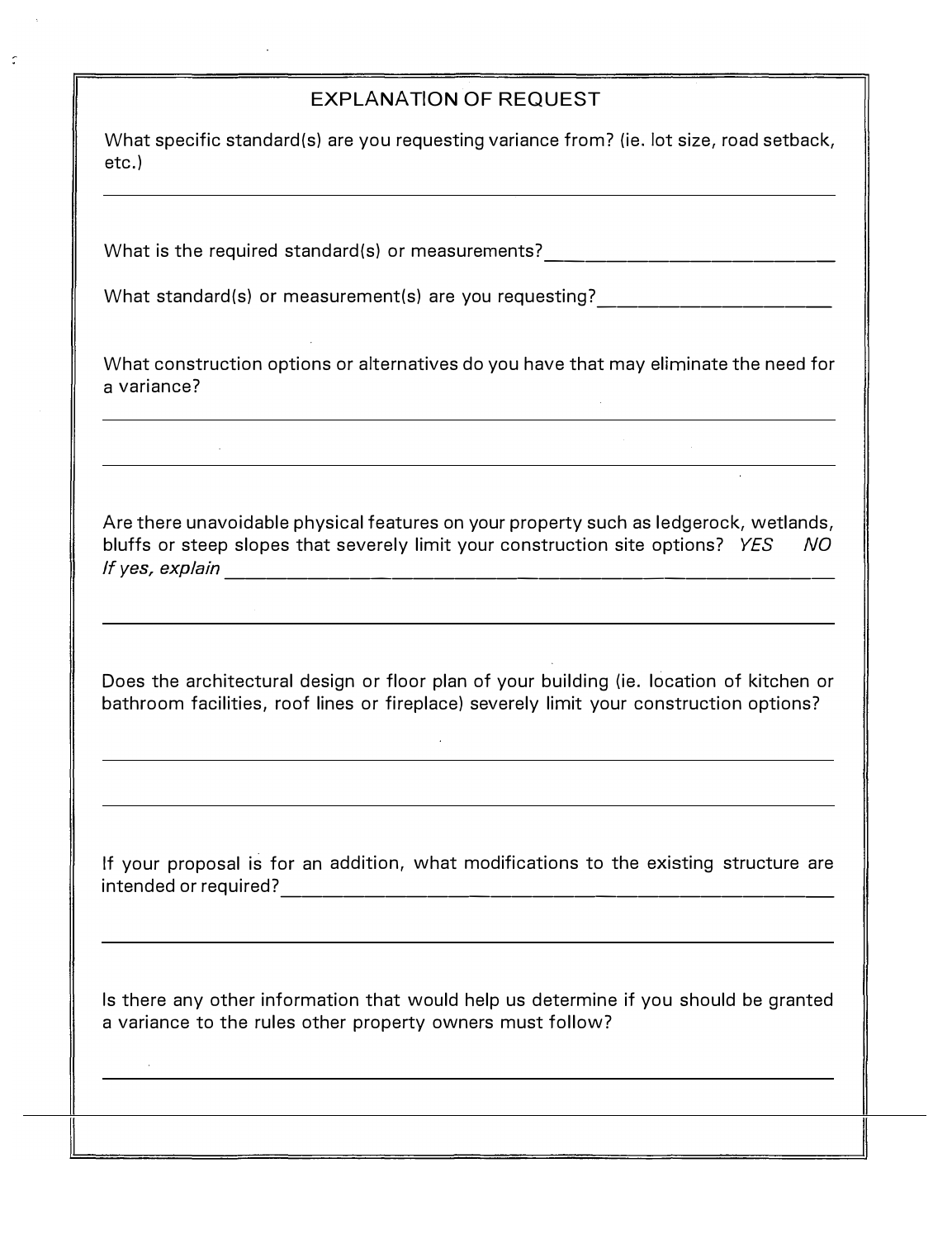## EXPLANATION OF REQUEST

What specific standard(s) are you requesting variance from? (ie. lot size, road setback, etc.)

______________________________________________________________________

What is the required standard(s) or measurements? ______________________

What standard(s) or measurement(s) are you requesting? __________________

What construction options or alternatives do you have that may eliminate the need for a variance?

______________________________________________________________________

______________________________________________________________________

Are there unavoidable physical features on your property such as ledgerock, wetlands, bluffs or steep slopes that severely limit your construction site options? *YES* *NO*
*If yes, explain* ______________________________________________________

______________________________________________________________________

Does the architectural design or floor plan of your building (ie. location of kitchen or bathroom facilities, roof lines or fireplace) severely limit your construction options?

______________________________________________________________________

______________________________________________________________________

If your proposal is for an addition, what modifications to the existing structure are intended or required? ___________________________________________________

______________________________________________________________________

Is there any other information that would help us determine if you should be granted a variance to the rules other property owners must follow?

______________________________________________________________________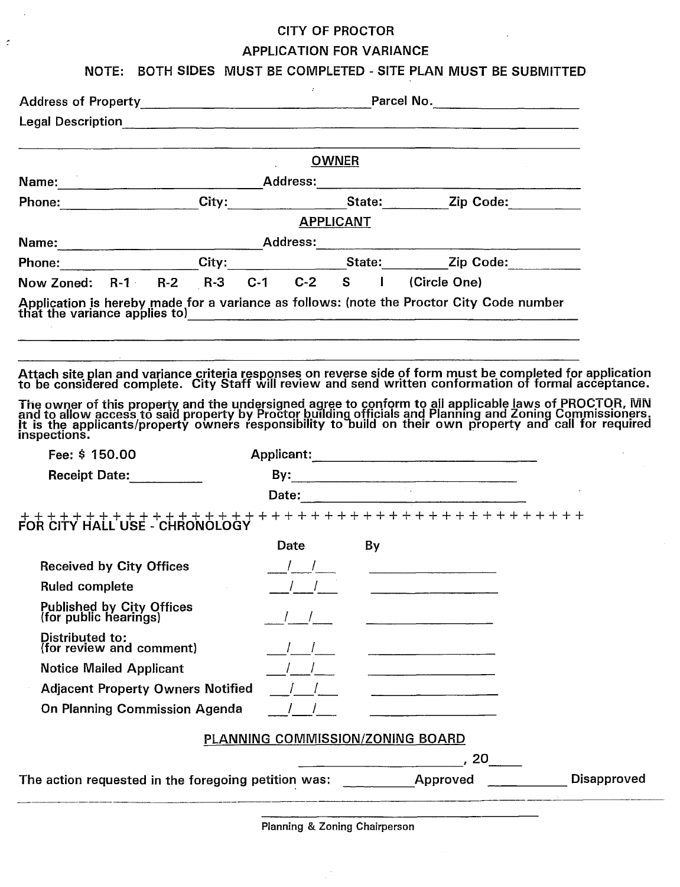# CITY OF PROCTOR

## APPLICATION FOR VARIANCE

**NOTE: BOTH SIDES MUST BE COMPLETED - SITE PLAN MUST BE SUBMITTED**

Address of Property______________________________ Parcel No.____________________

Legal Description_____________________________________________________________

______________________________________________________________________________

### OWNER

**Name:**__________________________ **Address:**__________________________________

**Phone:**__________________ **City:**__________________ **State:**__________ **Zip Code:**__________

### APPLICANT

**Name:**__________________________ **Address:**__________________________________

**Phone:**__________________ **City:**__________________ **State:**__________ **Zip Code:**__________

**Now Zoned:** R-1 R-2 R-3 C-1 C-2 S I (Circle One)

Application is hereby made for a variance as follows: (note the Proctor City Code number that the variance applies to)__________________________________________

______________________________________________________________________________

______________________________________________________________________________

Attach site plan and variance criteria responses on reverse side of form must be completed for application to be considered complete. City Staff will review and send written conformation of formal acceptance.

The owner of this property and the undersigned agree to conform to all applicable laws of PROCTOR, MN and to allow access to said property by Proctor building officials and Planning and Zoning Commissioners. It is the applicants/property owners responsibility to build on their own property and call for required inspections.

Fee: $ 150.00 Applicant:______________________________

Receipt Date:__________ By:______________________________

Date:______________________________

+++++++++++++++++++++++++++++++++++++++++++++++

### FOR CITY HALL USE - CHRONOLOGY

| | Date | By |
|---|---|---|
| Received by City Offices | \_\_/\_\_/\_\_ | ____________ |
| Ruled complete | \_\_/\_\_/\_\_ | ____________ |
| Published by City Offices (for public hearings) | \_\_/\_\_/\_\_ | ____________ |
| Distributed to: (for review and comment) | \_\_/\_\_/\_\_ | ____________ |
| Notice Mailed Applicant | \_\_/\_\_/\_\_ | ____________ |
| Adjacent Property Owners Notified | \_\_/\_\_/\_\_ | ____________ |
| On Planning Commission Agenda | \_\_/\_\_/\_\_ | ____________ |

### PLANNING COMMISSION/ZONING BOARD

______________________, 20____

The action requested in the foregoing petition was: __________Approved __________Disapproved

______________________________________

Planning & Zoning Chairperson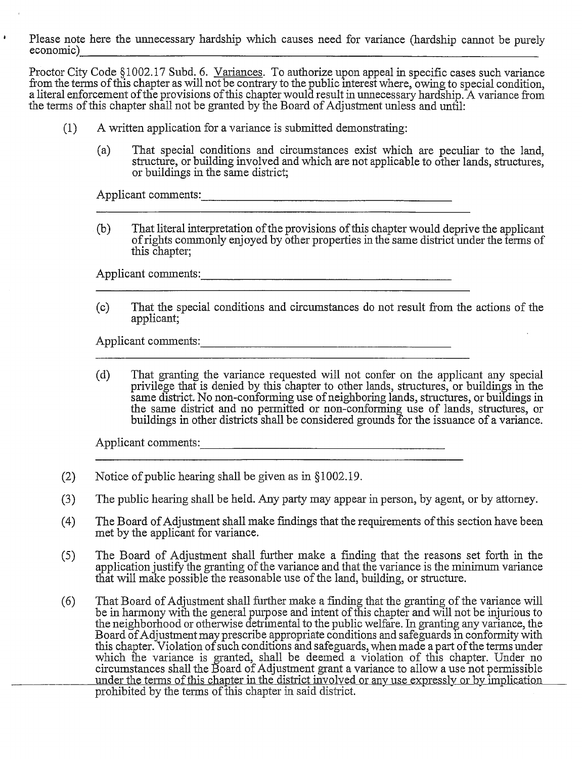Please note here the unnecessary hardship which causes need for variance (hardship cannot be purely economic)\_\_\_\_\_\_\_\_\_\_\_\_\_\_\_\_\_\_\_\_\_\_\_\_\_\_\_\_\_\_\_\_\_\_\_\_\_\_\_\_

Proctor City Code §1002.17 Subd. 6. Variances. To authorize upon appeal in specific cases such variance from the terms of this chapter as will not be contrary to the public interest where, owing to special condition, a literal enforcement of the provisions of this chapter would result in unnecessary hardship. A variance from the terms of this chapter shall not be granted by the Board of Adjustment unless and until:

(1) A written application for a variance is submitted demonstrating:

(a) That special conditions and circumstances exist which are peculiar to the land, structure, or building involved and which are not applicable to other lands, structures, or buildings in the same district;

Applicant comments:\_\_\_\_\_\_\_\_\_\_\_\_\_\_\_\_\_\_\_\_\_\_\_\_\_\_\_\_\_\_\_\_\_\_\_\_\_\_\_\_

(b) That literal interpretation of the provisions of this chapter would deprive the applicant of rights commonly enjoyed by other properties in the same district under the terms of this chapter;

Applicant comments:\_\_\_\_\_\_\_\_\_\_\_\_\_\_\_\_\_\_\_\_\_\_\_\_\_\_\_\_\_\_\_\_\_\_\_\_\_\_\_\_

(c) That the special conditions and circumstances do not result from the actions of the applicant;

Applicant comments:\_\_\_\_\_\_\_\_\_\_\_\_\_\_\_\_\_\_\_\_\_\_\_\_\_\_\_\_\_\_\_\_\_\_\_\_\_\_\_\_

(d) That granting the variance requested will not confer on the applicant any special privilege that is denied by this chapter to other lands, structures, or buildings in the same district. No non-conforming use of neighboring lands, structures, or buildings in the same district and no permitted or non-conforming use of lands, structures, or buildings in other districts shall be considered grounds for the issuance of a variance.

Applicant comments:\_\_\_\_\_\_\_\_\_\_\_\_\_\_\_\_\_\_\_\_\_\_\_\_\_\_\_\_\_\_\_\_\_\_\_\_\_\_\_\_

(2) Notice of public hearing shall be given as in §1002.19.

(3) The public hearing shall be held. Any party may appear in person, by agent, or by attorney.

(4) The Board of Adjustment shall make findings that the requirements of this section have been met by the applicant for variance.

(5) The Board of Adjustment shall further make a finding that the reasons set forth in the application justify the granting of the variance and that the variance is the minimum variance that will make possible the reasonable use of the land, building, or structure.

(6) That Board of Adjustment shall further make a finding that the granting of the variance will be in harmony with the general purpose and intent of this chapter and will not be injurious to the neighborhood or otherwise detrimental to the public welfare. In granting any variance, the Board of Adjustment may prescribe appropriate conditions and safeguards in conformity with this chapter. Violation of such conditions and safeguards, when made a part of the terms under which the variance is granted, shall be deemed a violation of this chapter. Under no circumstances shall the Board of Adjustment grant a variance to allow a use not permissible under the terms of this chapter in the district involved or any use expressly or by implication prohibited by the terms of this chapter in said district.